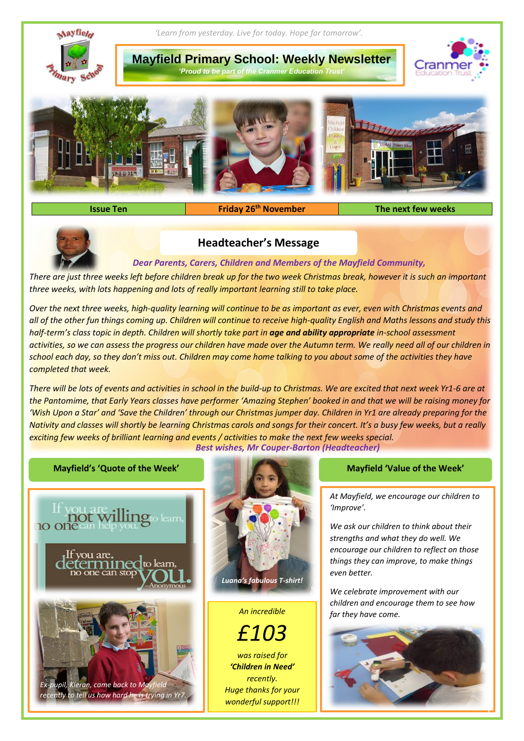*'Learn from yesterday. Live for today. Hope for tomorrow'.*

# Mayfield Primary School: Weekly Newsletter

*'Proud to be part of the Cranmer Education Trust'*

| Issue Ten | Friday 26th November | The next few weeks |
|---|---|---|

## Headteacher's Message

*Dear Parents, Carers, Children and Members of the Mayfield Community,*

*There are just three weeks left before children break up for the two week Christmas break, however it is such an important three weeks, with lots happening and lots of really important learning still to take place.*

*Over the next three weeks, high-quality learning will continue to be as important as ever, even with Christmas events and all of the other fun things coming up. Children will continue to receive high-quality English and Maths lessons and study this half-term's class topic in depth. Children will shortly take part in **age and ability appropriate** in-school assessment activities, so we can assess the progress our children have made over the Autumn term. We really need all of our children in school each day, so they don't miss out. Children may come home talking to you about some of the activities they have completed that week.*

*There will be lots of events and activities in school in the build-up to Christmas. We are excited that next week Yr1-6 are at the Pantomime, that Early Years classes have performer 'Amazing Stephen' booked in and that we will be raising money for 'Wish Upon a Star' and 'Save the Children' through our Christmas jumper day. Children in Yr1 are already preparing for the Nativity and classes will shortly be learning Christmas carols and songs for their concert. It's a busy few weeks, but a really exciting few weeks of brilliant learning and events / activities to make the next few weeks special.*

*Best wishes, Mr Couper-Barton (Headteacher)*

### Mayfield's 'Quote of the Week'

If you are not willing to learn, no one can help you.

If you are determined to learn, no one can stop you.

—Anonymous

*Ex-pupil, Kieran, came back to Mayfield recently to tell us how hard he is trying in Yr7.*

*Luana's fabulous T-shirt!*

*An incredible*

*£103*

*was raised for **'Children in Need'** recently. Huge thanks for your wonderful support!!!*

### Mayfield 'Value of the Week'

*At Mayfield, we encourage our children to 'Improve'.*

*We ask our children to think about their strengths and what they do well. We encourage our children to reflect on those things they can improve, to make things even better.*

*We celebrate improvement with our children and encourage them to see how far they have come.*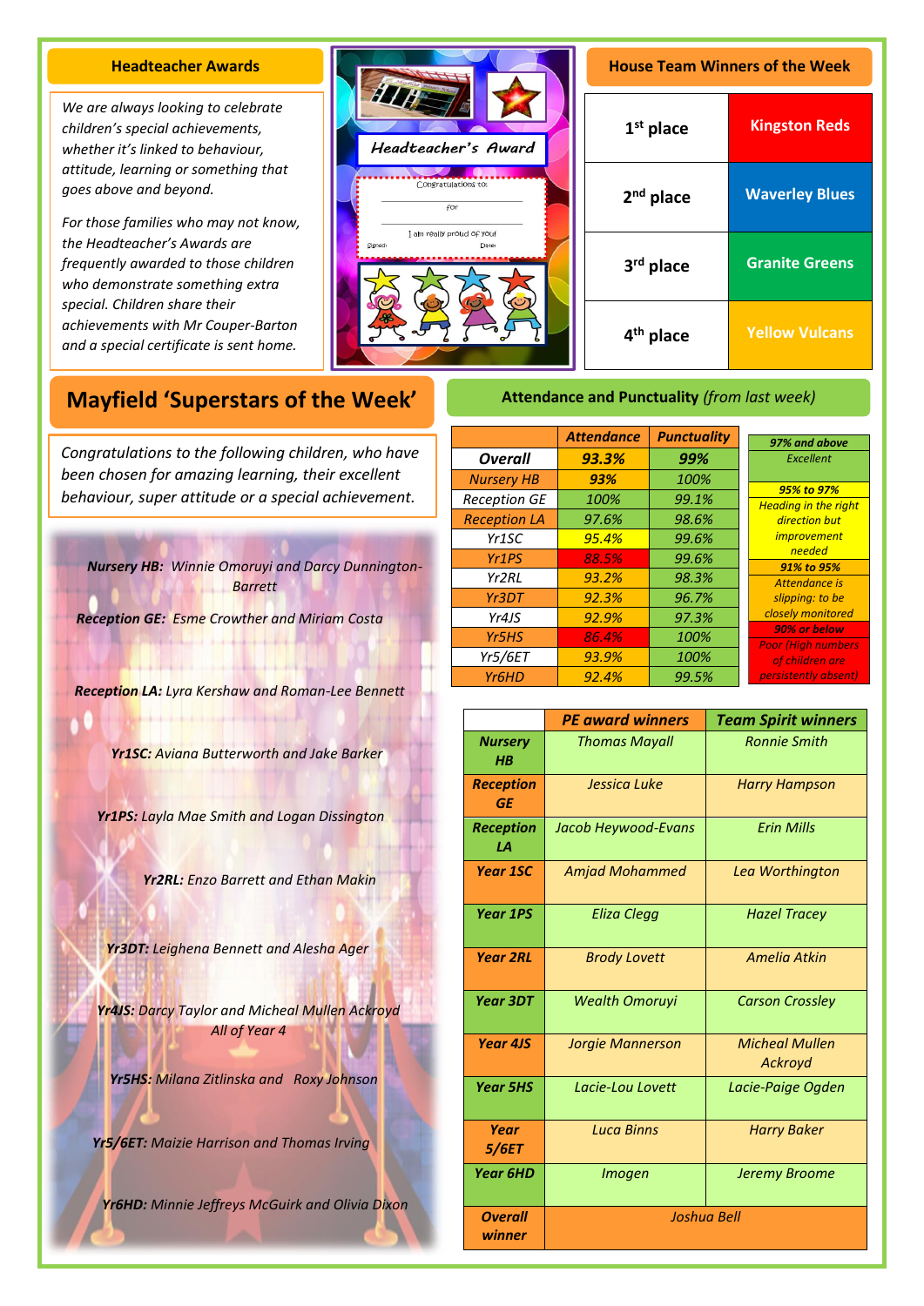## Headteacher Awards

*We are always looking to celebrate children's special achievements, whether it's linked to behaviour, attitude, learning or something that goes above and beyond.*

*For those families who may not know, the Headteacher's Awards are frequently awarded to those children who demonstrate something extra special. Children share their achievements with Mr Couper-Barton and a special certificate is sent home.*

Headteacher's Award

Congratulations to:

for

I am really proud of you!

Signed: Date:

## House Team Winners of the Week

| | |
|---|---|
| 1st place | Kingston Reds |
| 2nd place | Waverley Blues |
| 3rd place | Granite Greens |
| 4th place | Yellow Vulcans |

## Mayfield 'Superstars of the Week'

*Congratulations to the following children, who have been chosen for amazing learning, their excellent behaviour, super attitude or a special achievement.*

***Nursery HB:*** *Winnie Omoruyi and Darcy Dunnington-Barrett*

***Reception GE:*** *Esme Crowther and Miriam Costa*

***Reception LA:*** *Lyra Kershaw and Roman-Lee Bennett*

***Yr1SC:*** *Aviana Butterworth and Jake Barker*

***Yr1PS:*** *Layla Mae Smith and Logan Dissington*

***Yr2RL:*** *Enzo Barrett and Ethan Makin*

***Yr3DT:*** *Leighena Bennett and Alesha Ager*

***Yr4JS:*** *Darcy Taylor and Micheal Mullen Ackroyd All of Year 4*

***Yr5HS:*** *Milana Zitlinska and Roxy Johnson*

***Yr5/6ET:*** *Maizie Harrison and Thomas Irving*

***Yr6HD:*** *Minnie Jeffreys McGuirk and Olivia Dixon*

## Attendance and Punctuality *(from last week)*

| | Attendance | Punctuality |
|---|---|---|
| **Overall** | **93.3%** | **99%** |
| Nursery HB | 93% | 100% |
| Reception GE | 100% | 99.1% |
| Reception LA | 97.6% | 98.6% |
| Yr1SC | 95.4% | 99.6% |
| Yr1PS | 88.5% | 99.6% |
| Yr2RL | 93.2% | 98.3% |
| Yr3DT | 92.3% | 96.7% |
| Yr4JS | 92.9% | 97.3% |
| Yr5HS | 86.4% | 100% |
| Yr5/6ET | 93.9% | 100% |
| Yr6HD | 92.4% | 99.5% |

| Key | |
|---|---|
| **97% and above** | Excellent |
| **95% to 97%** | Heading in the right direction but improvement needed |
| **91% to 95%** | Attendance is slipping: to be closely monitored |
| **90% or below** | Poor (High numbers of children are persistently absent) |

| | PE award winners | Team Spirit winners |
|---|---|---|
| **Nursery HB** | Thomas Mayall | Ronnie Smith |
| **Reception GE** | Jessica Luke | Harry Hampson |
| **Reception LA** | Jacob Heywood-Evans | Erin Mills |
| **Year 1SC** | Amjad Mohammed | Lea Worthington |
| **Year 1PS** | Eliza Clegg | Hazel Tracey |
| **Year 2RL** | Brody Lovett | Amelia Atkin |
| **Year 3DT** | Wealth Omoruyi | Carson Crossley |
| **Year 4JS** | Jorgie Mannerson | Micheal Mullen Ackroyd |
| **Year 5HS** | Lacie-Lou Lovett | Lacie-Paige Ogden |
| **Year 5/6ET** | Luca Binns | Harry Baker |
| **Year 6HD** | Imogen | Jeremy Broome |
| **Overall winner** | Joshua Bell | |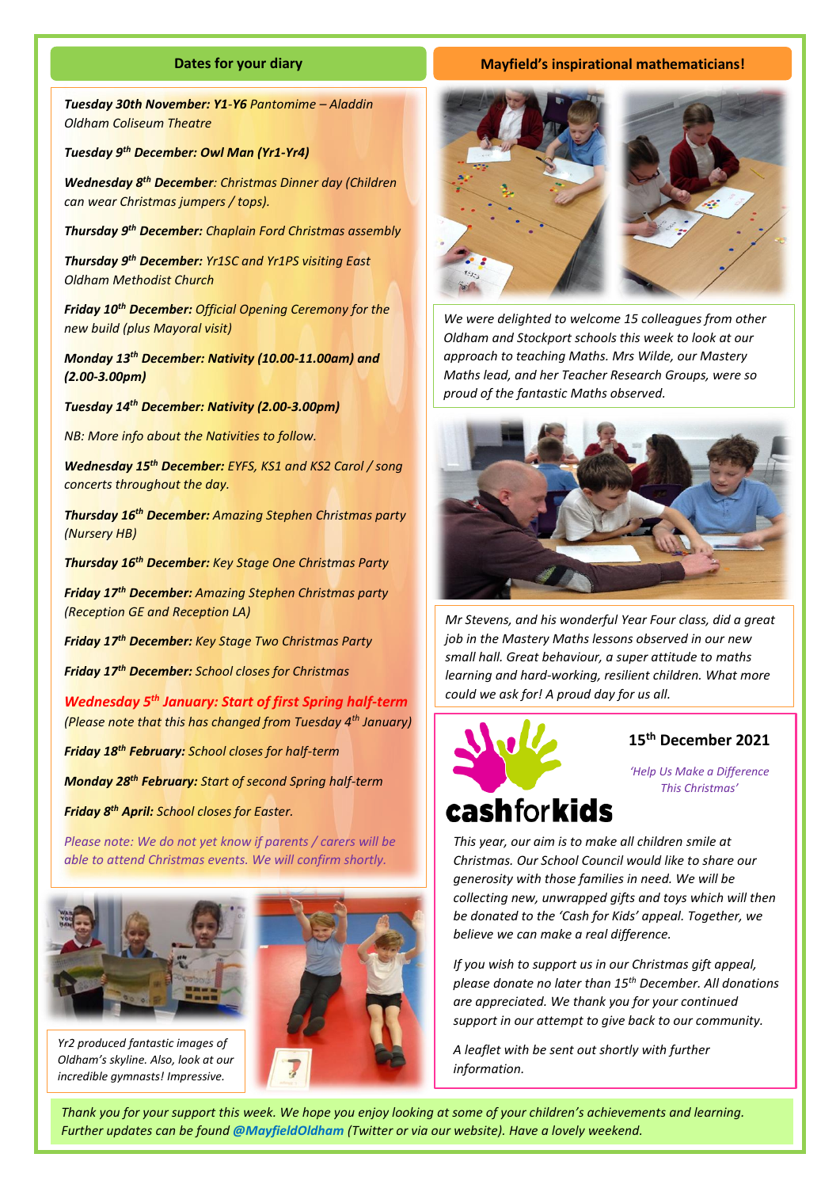## Dates for your diary

***Tuesday 30th November: Y1-Y6** Pantomime – Aladdin Oldham Coliseum Theatre*

***Tuesday 9th December: Owl Man (Yr1-Yr4)***

***Wednesday 8th December**: Christmas Dinner day (Children can wear Christmas jumpers / tops).*

***Thursday 9th December:** Chaplain Ford Christmas assembly*

***Thursday 9th December:** Yr1SC and Yr1PS visiting East Oldham Methodist Church*

***Friday 10th December:** Official Opening Ceremony for the new build (plus Mayoral visit)*

***Monday 13th December: Nativity (10.00-11.00am) and (2.00-3.00pm)***

***Tuesday 14th December: Nativity (2.00-3.00pm)***

*NB: More info about the Nativities to follow.*

***Wednesday 15th December:** EYFS, KS1 and KS2 Carol / song concerts throughout the day.*

***Thursday 16th December:** Amazing Stephen Christmas party (Nursery HB)*

***Thursday 16th December:** Key Stage One Christmas Party*

***Friday 17th December:** Amazing Stephen Christmas party (Reception GE and Reception LA)*

***Friday 17th December:** Key Stage Two Christmas Party*

***Friday 17th December:** School closes for Christmas*

***Wednesday 5th January: Start of first Spring half-term***
*(Please note that this has changed from Tuesday 4th January)*

***Friday 18th February:** School closes for half-term*

***Monday 28th February:** Start of second Spring half-term*

***Friday 8th April:** School closes for Easter.*

*Please note: We do not yet know if parents / carers will be able to attend Christmas events. We will confirm shortly.*

*Yr2 produced fantastic images of Oldham's skyline. Also, look at our incredible gymnasts! Impressive.*

## Mayfield's inspirational mathematicians!

*We were delighted to welcome 15 colleagues from other Oldham and Stockport schools this week to look at our approach to teaching Maths. Mrs Wilde, our Mastery Maths lead, and her Teacher Research Groups, were so proud of the fantastic Maths observed.*

*Mr Stevens, and his wonderful Year Four class, did a great job in the Mastery Maths lessons observed in our new small hall. Great behaviour, a super attitude to maths learning and hard-working, resilient children. What more could we ask for! A proud day for us all.*

## cashforkids

**15th December 2021**

*'Help Us Make a Difference This Christmas'*

*This year, our aim is to make all children smile at Christmas. Our School Council would like to share our generosity with those families in need. We will be collecting new, unwrapped gifts and toys which will then be donated to the 'Cash for Kids' appeal. Together, we believe we can make a real difference.*

*If you wish to support us in our Christmas gift appeal, please donate no later than 15th December. All donations are appreciated. We thank you for your continued support in our attempt to give back to our community.*

*A leaflet with be sent out shortly with further information.*

*Thank you for your support this week. We hope you enjoy looking at some of your children's achievements and learning. Further updates can be found **@MayfieldOldham** (Twitter or via our website). Have a lovely weekend.*